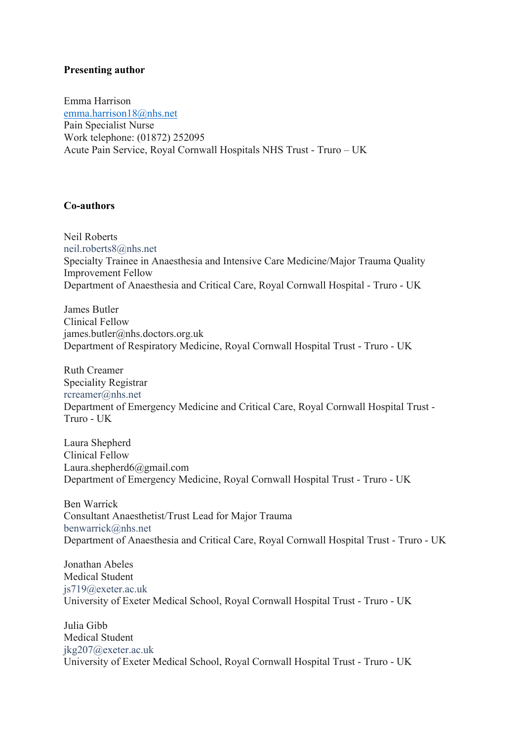**Presenting author**

Emma Harrison
emma.harrison18@nhs.net
Pain Specialist Nurse
Work telephone: (01872) 252095
Acute Pain Service, Royal Cornwall Hospitals NHS Trust - Truro – UK

**Co-authors**

Neil Roberts
neil.roberts8@nhs.net
Specialty Trainee in Anaesthesia and Intensive Care Medicine/Major Trauma Quality Improvement Fellow
Department of Anaesthesia and Critical Care, Royal Cornwall Hospital - Truro - UK

James Butler
Clinical Fellow
james.butler@nhs.doctors.org.uk
Department of Respiratory Medicine, Royal Cornwall Hospital Trust - Truro - UK

Ruth Creamer
Speciality Registrar
rcreamer@nhs.net
Department of Emergency Medicine and Critical Care, Royal Cornwall Hospital Trust - Truro - UK

Laura Shepherd
Clinical Fellow
Laura.shepherd6@gmail.com
Department of Emergency Medicine, Royal Cornwall Hospital Trust - Truro - UK

Ben Warrick
Consultant Anaesthetist/Trust Lead for Major Trauma
benwarrick@nhs.net
Department of Anaesthesia and Critical Care, Royal Cornwall Hospital Trust - Truro - UK

Jonathan Abeles
Medical Student
js719@exeter.ac.uk
University of Exeter Medical School, Royal Cornwall Hospital Trust - Truro - UK

Julia Gibb
Medical Student
jkg207@exeter.ac.uk
University of Exeter Medical School, Royal Cornwall Hospital Trust - Truro - UK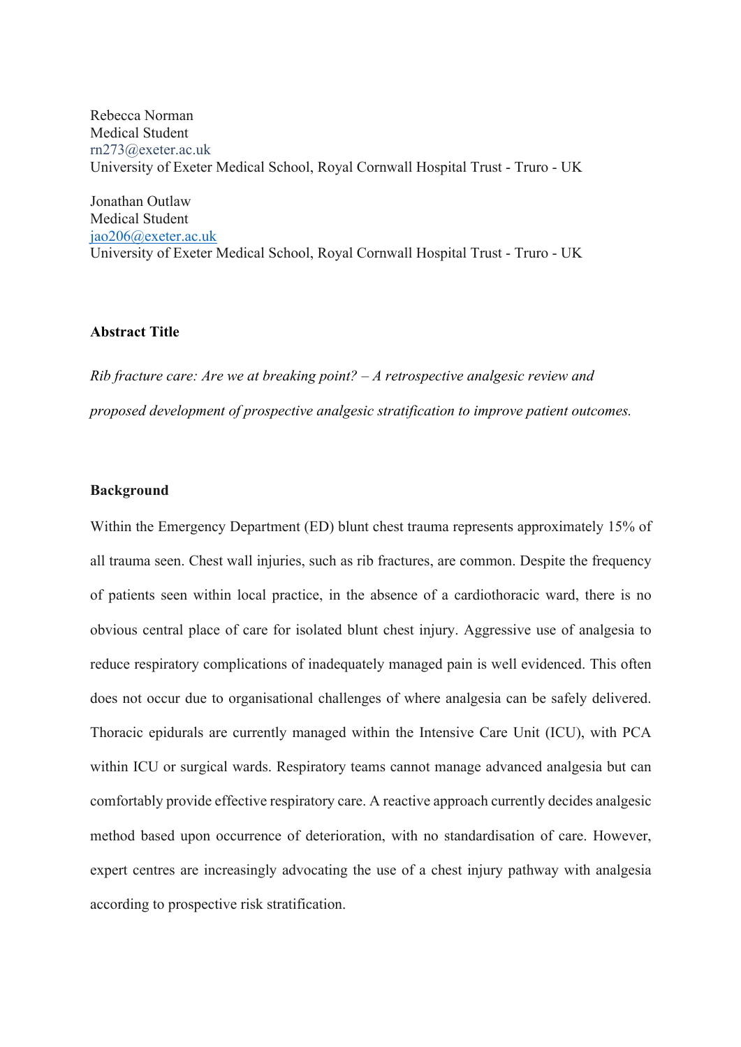Rebecca Norman
Medical Student
rn273@exeter.ac.uk
University of Exeter Medical School, Royal Cornwall Hospital Trust - Truro - UK

Jonathan Outlaw
Medical Student
jao206@exeter.ac.uk
University of Exeter Medical School, Royal Cornwall Hospital Trust - Truro - UK

**Abstract Title**

*Rib fracture care: Are we at breaking point? – A retrospective analgesic review and proposed development of prospective analgesic stratification to improve patient outcomes.*

**Background**

Within the Emergency Department (ED) blunt chest trauma represents approximately 15% of all trauma seen. Chest wall injuries, such as rib fractures, are common. Despite the frequency of patients seen within local practice, in the absence of a cardiothoracic ward, there is no obvious central place of care for isolated blunt chest injury. Aggressive use of analgesia to reduce respiratory complications of inadequately managed pain is well evidenced. This often does not occur due to organisational challenges of where analgesia can be safely delivered. Thoracic epidurals are currently managed within the Intensive Care Unit (ICU), with PCA within ICU or surgical wards. Respiratory teams cannot manage advanced analgesia but can comfortably provide effective respiratory care. A reactive approach currently decides analgesic method based upon occurrence of deterioration, with no standardisation of care. However, expert centres are increasingly advocating the use of a chest injury pathway with analgesia according to prospective risk stratification.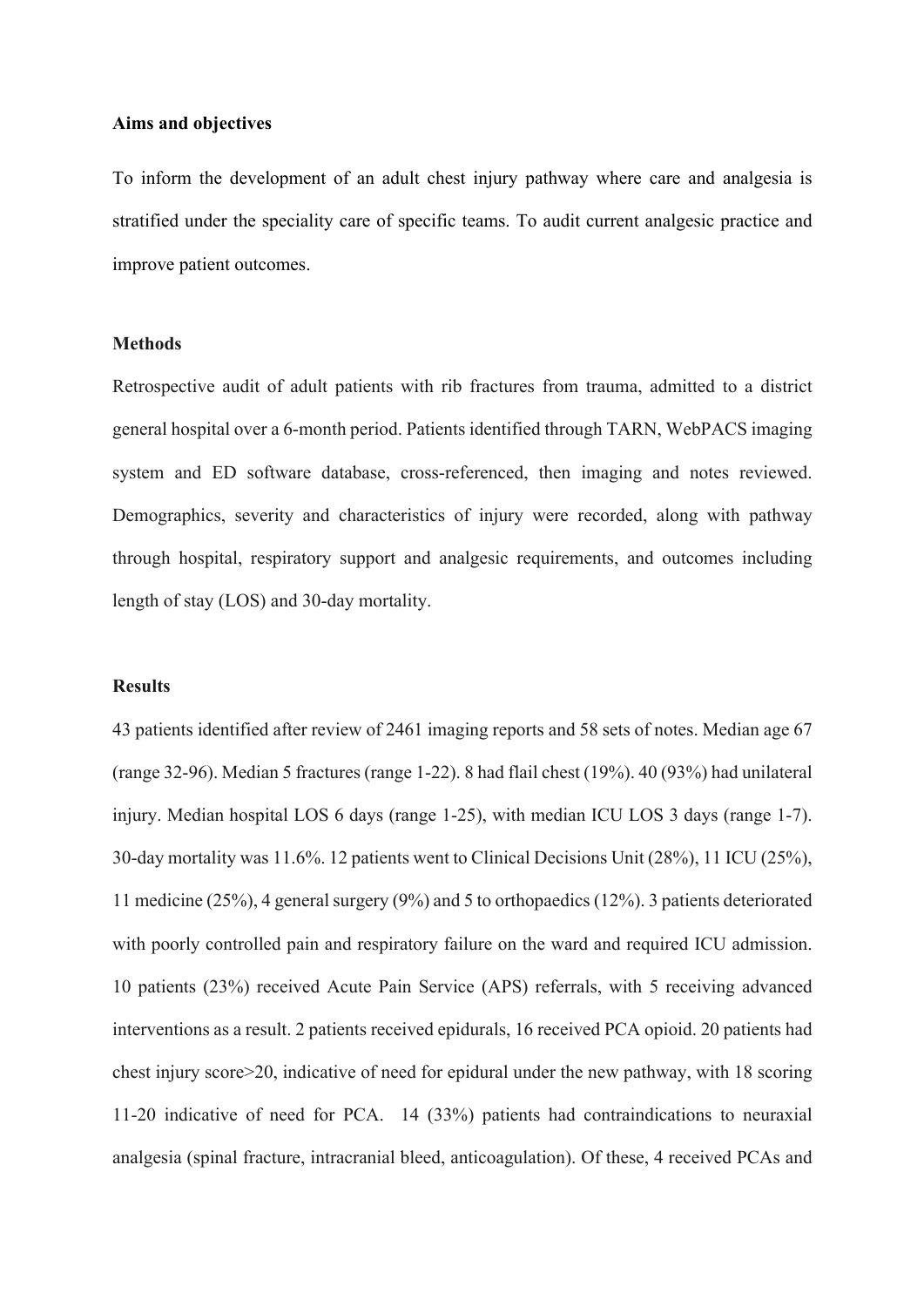**Aims and objectives**

To inform the development of an adult chest injury pathway where care and analgesia is stratified under the speciality care of specific teams. To audit current analgesic practice and improve patient outcomes.

**Methods**

Retrospective audit of adult patients with rib fractures from trauma, admitted to a district general hospital over a 6-month period. Patients identified through TARN, WebPACS imaging system and ED software database, cross-referenced, then imaging and notes reviewed. Demographics, severity and characteristics of injury were recorded, along with pathway through hospital, respiratory support and analgesic requirements, and outcomes including length of stay (LOS) and 30-day mortality.

**Results**

43 patients identified after review of 2461 imaging reports and 58 sets of notes. Median age 67 (range 32-96). Median 5 fractures (range 1-22). 8 had flail chest (19%). 40 (93%) had unilateral injury. Median hospital LOS 6 days (range 1-25), with median ICU LOS 3 days (range 1-7). 30-day mortality was 11.6%. 12 patients went to Clinical Decisions Unit (28%), 11 ICU (25%), 11 medicine (25%), 4 general surgery (9%) and 5 to orthopaedics (12%). 3 patients deteriorated with poorly controlled pain and respiratory failure on the ward and required ICU admission. 10 patients (23%) received Acute Pain Service (APS) referrals, with 5 receiving advanced interventions as a result. 2 patients received epidurals, 16 received PCA opioid. 20 patients had chest injury score>20, indicative of need for epidural under the new pathway, with 18 scoring 11-20 indicative of need for PCA. 14 (33%) patients had contraindications to neuraxial analgesia (spinal fracture, intracranial bleed, anticoagulation). Of these, 4 received PCAs and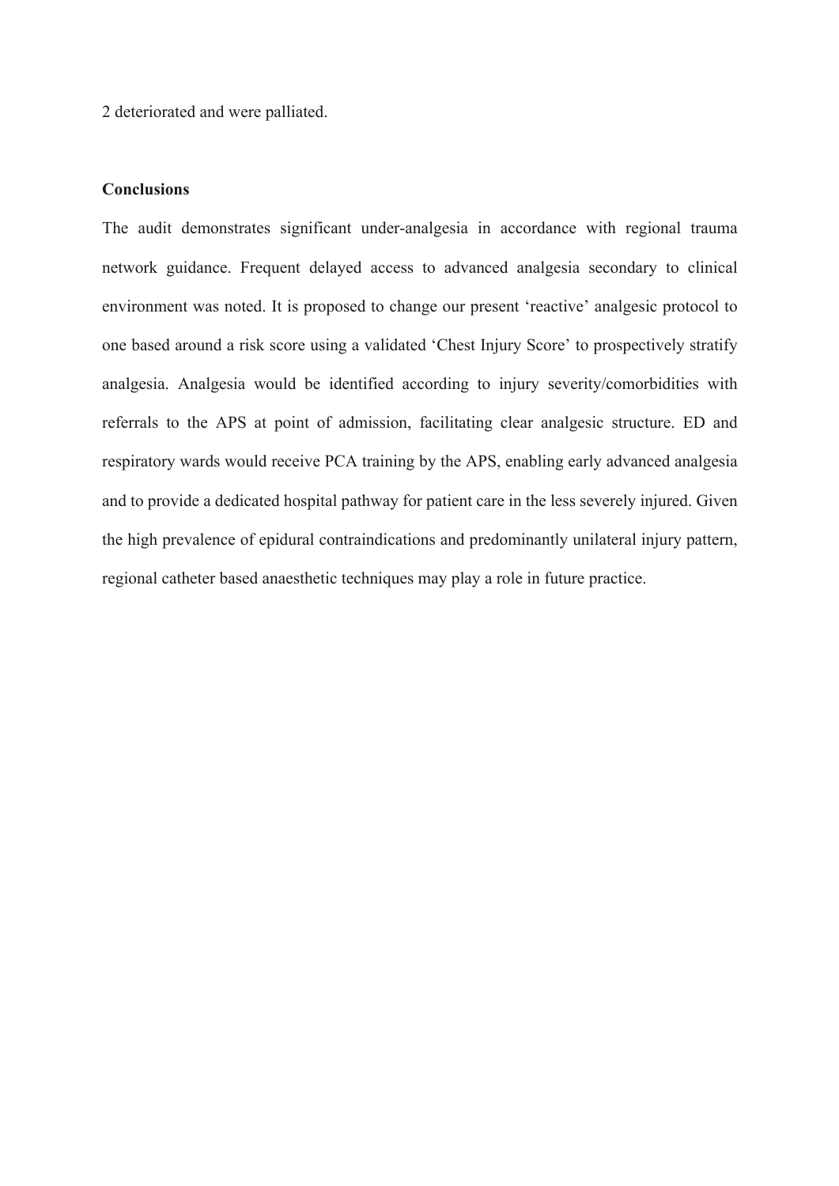2 deteriorated and were palliated.

**Conclusions**

The audit demonstrates significant under-analgesia in accordance with regional trauma network guidance. Frequent delayed access to advanced analgesia secondary to clinical environment was noted. It is proposed to change our present 'reactive' analgesic protocol to one based around a risk score using a validated 'Chest Injury Score' to prospectively stratify analgesia. Analgesia would be identified according to injury severity/comorbidities with referrals to the APS at point of admission, facilitating clear analgesic structure. ED and respiratory wards would receive PCA training by the APS, enabling early advanced analgesia and to provide a dedicated hospital pathway for patient care in the less severely injured. Given the high prevalence of epidural contraindications and predominantly unilateral injury pattern, regional catheter based anaesthetic techniques may play a role in future practice.